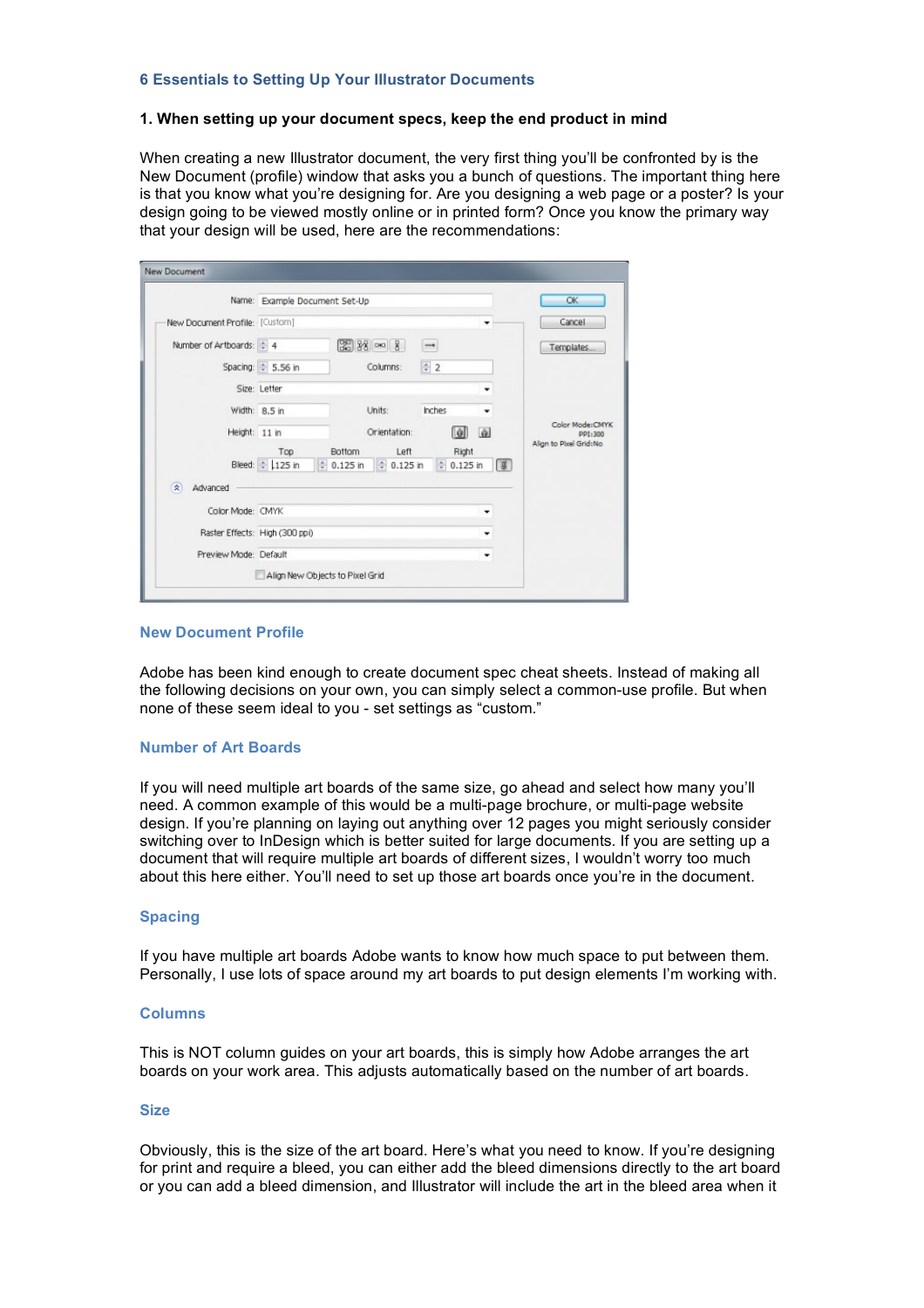## 6 Essentials to Setting Up Your Illustrator Documents

### 1. When setting up your document specs, keep the end product in mind

When creating a new Illustrator document, the very first thing you'll be confronted by is the New Document (profile) window that asks you a bunch of questions. The important thing here is that you know what you're designing for. Are you designing a web page or a poster? Is your design going to be viewed mostly online or in printed form? Once you know the primary way that your design will be used, here are the recommendations:

#### New Document Profile

Adobe has been kind enough to create document spec cheat sheets. Instead of making all the following decisions on your own, you can simply select a common-use profile. But when none of these seem ideal to you - set settings as "custom."

#### Number of Art Boards

If you will need multiple art boards of the same size, go ahead and select how many you'll need. A common example of this would be a multi-page brochure, or multi-page website design. If you're planning on laying out anything over 12 pages you might seriously consider switching over to InDesign which is better suited for large documents. If you are setting up a document that will require multiple art boards of different sizes, I wouldn't worry too much about this here either. You'll need to set up those art boards once you're in the document.

#### Spacing

If you have multiple art boards Adobe wants to know how much space to put between them. Personally, I use lots of space around my art boards to put design elements I'm working with.

#### Columns

This is NOT column guides on your art boards, this is simply how Adobe arranges the art boards on your work area. This adjusts automatically based on the number of art boards.

#### Size

Obviously, this is the size of the art board. Here's what you need to know. If you're designing for print and require a bleed, you can either add the bleed dimensions directly to the art board or you can add a bleed dimension, and Illustrator will include the art in the bleed area when it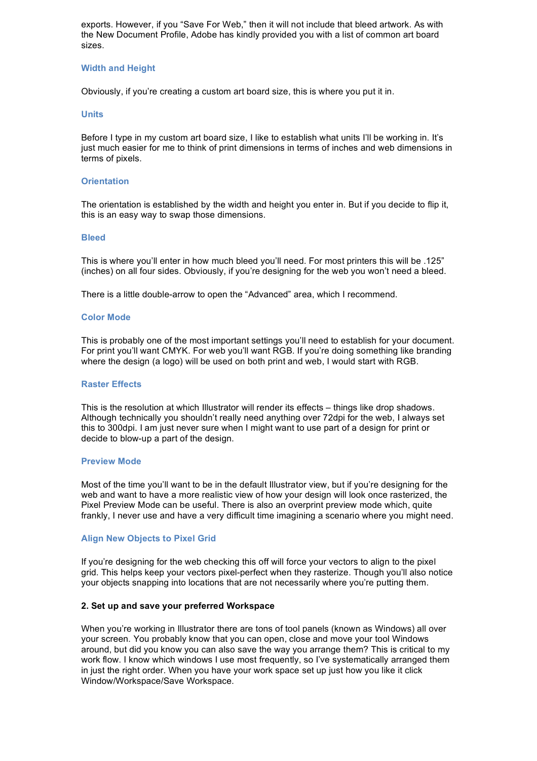exports. However, if you “Save For Web,” then it will not include that bleed artwork. As with the New Document Profile, Adobe has kindly provided you with a list of common art board sizes.

### Width and Height

Obviously, if you’re creating a custom art board size, this is where you put it in.

### Units

Before I type in my custom art board size, I like to establish what units I’ll be working in. It’s just much easier for me to think of print dimensions in terms of inches and web dimensions in terms of pixels.

### Orientation

The orientation is established by the width and height you enter in. But if you decide to flip it, this is an easy way to swap those dimensions.

### Bleed

This is where you’ll enter in how much bleed you’ll need. For most printers this will be .125” (inches) on all four sides. Obviously, if you’re designing for the web you won’t need a bleed.

There is a little double-arrow to open the “Advanced” area, which I recommend.

### Color Mode

This is probably one of the most important settings you’ll need to establish for your document. For print you’ll want CMYK. For web you’ll want RGB. If you’re doing something like branding where the design (a logo) will be used on both print and web, I would start with RGB.

### Raster Effects

This is the resolution at which Illustrator will render its effects – things like drop shadows. Although technically you shouldn’t really need anything over 72dpi for the web, I always set this to 300dpi. I am just never sure when I might want to use part of a design for print or decide to blow-up a part of the design.

### Preview Mode

Most of the time you’ll want to be in the default Illustrator view, but if you’re designing for the web and want to have a more realistic view of how your design will look once rasterized, the Pixel Preview Mode can be useful. There is also an overprint preview mode which, quite frankly, I never use and have a very difficult time imagining a scenario where you might need.

### Align New Objects to Pixel Grid

If you’re designing for the web checking this off will force your vectors to align to the pixel grid. This helps keep your vectors pixel-perfect when they rasterize. Though you’ll also notice your objects snapping into locations that are not necessarily where you’re putting them.

**2. Set up and save your preferred Workspace**

When you’re working in Illustrator there are tons of tool panels (known as Windows) all over your screen. You probably know that you can open, close and move your tool Windows around, but did you know you can also save the way you arrange them? This is critical to my work flow. I know which windows I use most frequently, so I’ve systematically arranged them in just the right order. When you have your work space set up just how you like it click Window/Workspace/Save Workspace.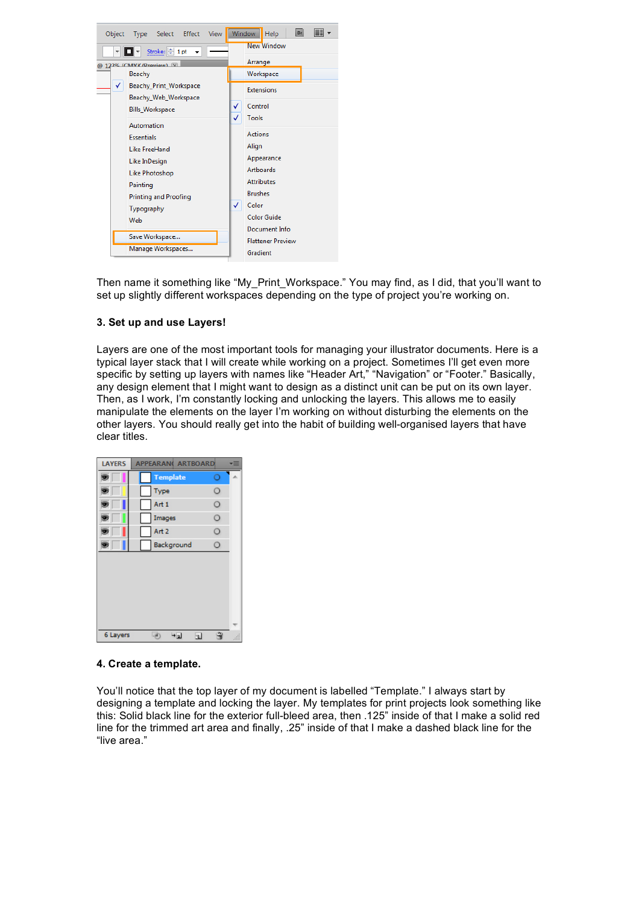Then name it something like “My_Print_Workspace.” You may find, as I did, that you’ll want to set up slightly different workspaces depending on the type of project you’re working on.

**3. Set up and use Layers!**

Layers are one of the most important tools for managing your illustrator documents. Here is a typical layer stack that I will create while working on a project. Sometimes I’ll get even more specific by setting up layers with names like “Header Art,” “Navigation” or “Footer.” Basically, any design element that I might want to design as a distinct unit can be put on its own layer. Then, as I work, I’m constantly locking and unlocking the layers. This allows me to easily manipulate the elements on the layer I’m working on without disturbing the elements on the other layers. You should really get into the habit of building well-organised layers that have clear titles.

**4. Create a template.**

You’ll notice that the top layer of my document is labelled “Template.” I always start by designing a template and locking the layer. My templates for print projects look something like this: Solid black line for the exterior full-bleed area, then .125” inside of that I make a solid red line for the trimmed art area and finally, .25” inside of that I make a dashed black line for the “live area.”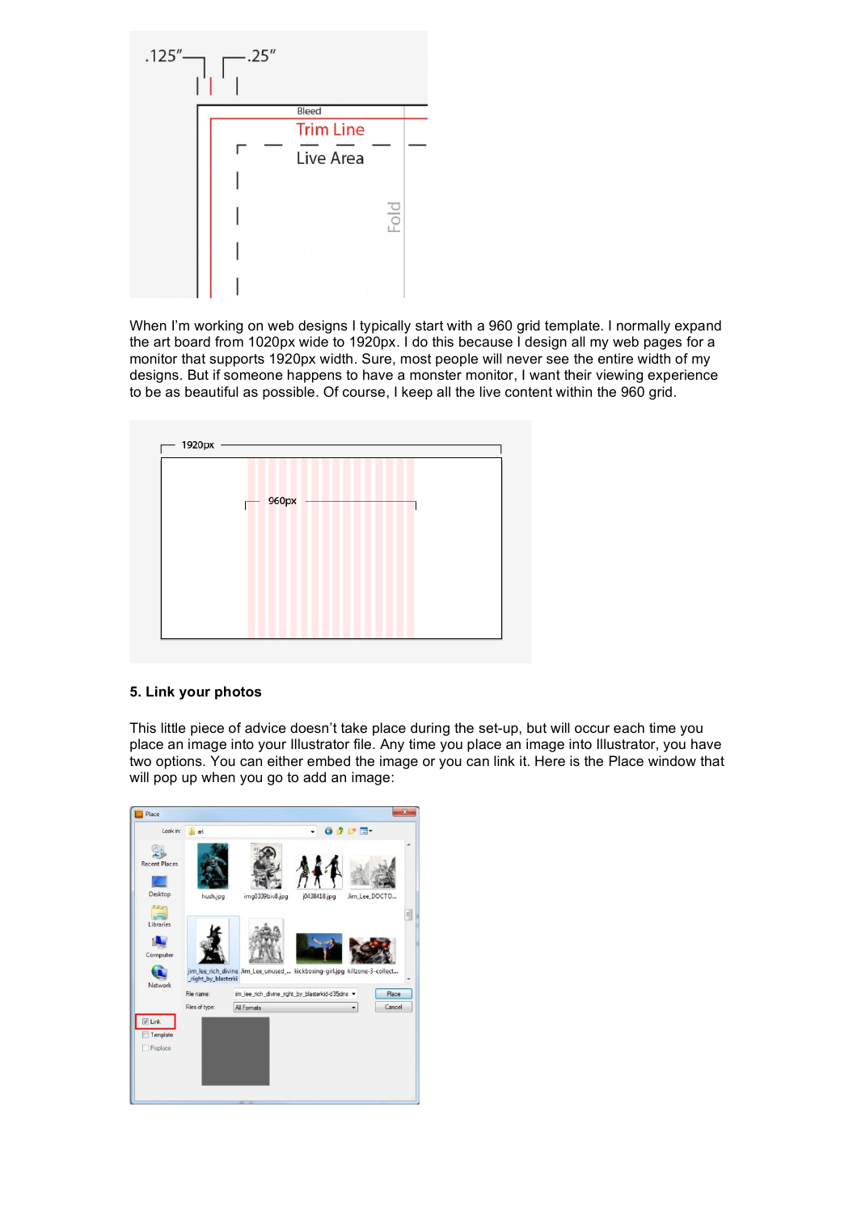When I'm working on web designs I typically start with a 960 grid template. I normally expand the art board from 1020px wide to 1920px. I do this because I design all my web pages for a monitor that supports 1920px width. Sure, most people will never see the entire width of my designs. But if someone happens to have a monster monitor, I want their viewing experience to be as beautiful as possible. Of course, I keep all the live content within the 960 grid.

### 5. Link your photos

This little piece of advice doesn't take place during the set-up, but will occur each time you place an image into your Illustrator file. Any time you place an image into Illustrator, you have two options. You can either embed the image or you can link it. Here is the Place window that will pop up when you go to add an image: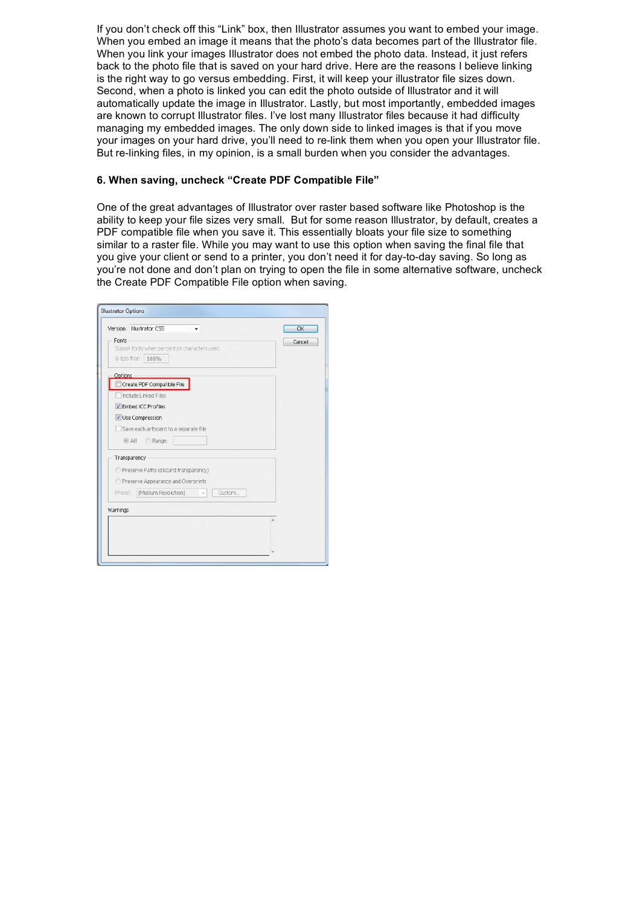If you don't check off this "Link" box, then Illustrator assumes you want to embed your image. When you embed an image it means that the photo's data becomes part of the Illustrator file. When you link your images Illustrator does not embed the photo data. Instead, it just refers back to the photo file that is saved on your hard drive. Here are the reasons I believe linking is the right way to go versus embedding. First, it will keep your illustrator file sizes down. Second, when a photo is linked you can edit the photo outside of Illustrator and it will automatically update the image in Illustrator. Lastly, but most importantly, embedded images are known to corrupt Illustrator files. I've lost many Illustrator files because it had difficulty managing my embedded images. The only down side to linked images is that if you move your images on your hard drive, you'll need to re-link them when you open your Illustrator file. But re-linking files, in my opinion, is a small burden when you consider the advantages.

### 6. When saving, uncheck "Create PDF Compatible File"

One of the great advantages of Illustrator over raster based software like Photoshop is the ability to keep your file sizes very small. But for some reason Illustrator, by default, creates a PDF compatible file when you save it. This essentially bloats your file size to something similar to a raster file. While you may want to use this option when saving the final file that you give your client or send to a printer, you don't need it for day-to-day saving. So long as you're not done and don't plan on trying to open the file in some alternative software, uncheck the Create PDF Compatible File option when saving.